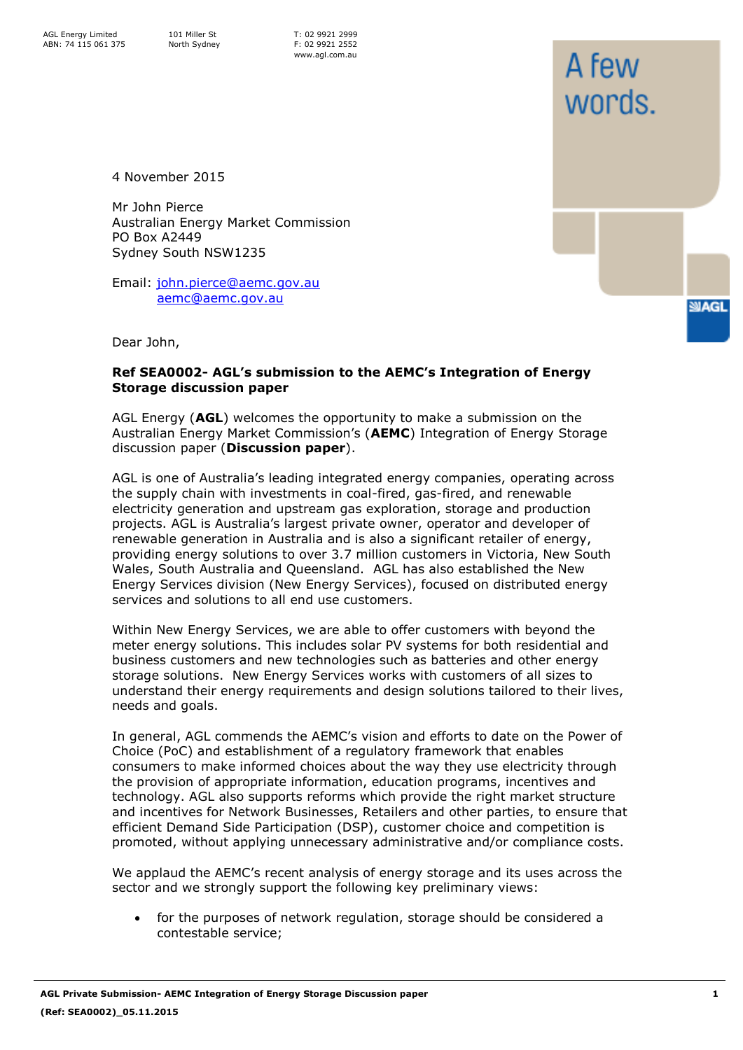AGL Energy Limited
ABN: 74 115 061 375

101 Miller St
North Sydney

T: 02 9921 2999
F: 02 9921 2552
www.agl.com.au

A few words.

4 November 2015

Mr John Pierce
Australian Energy Market Commission
PO Box A2449
Sydney South NSW1235

Email: john.pierce@aemc.gov.au
aemc@aemc.gov.au

Dear John,

**Ref SEA0002- AGL's submission to the AEMC's Integration of Energy Storage discussion paper**

AGL Energy (**AGL**) welcomes the opportunity to make a submission on the Australian Energy Market Commission's (**AEMC**) Integration of Energy Storage discussion paper (**Discussion paper**).

AGL is one of Australia's leading integrated energy companies, operating across the supply chain with investments in coal-fired, gas-fired, and renewable electricity generation and upstream gas exploration, storage and production projects. AGL is Australia's largest private owner, operator and developer of renewable generation in Australia and is also a significant retailer of energy, providing energy solutions to over 3.7 million customers in Victoria, New South Wales, South Australia and Queensland. AGL has also established the New Energy Services division (New Energy Services), focused on distributed energy services and solutions to all end use customers.

Within New Energy Services, we are able to offer customers with beyond the meter energy solutions. This includes solar PV systems for both residential and business customers and new technologies such as batteries and other energy storage solutions. New Energy Services works with customers of all sizes to understand their energy requirements and design solutions tailored to their lives, needs and goals.

In general, AGL commends the AEMC's vision and efforts to date on the Power of Choice (PoC) and establishment of a regulatory framework that enables consumers to make informed choices about the way they use electricity through the provision of appropriate information, education programs, incentives and technology. AGL also supports reforms which provide the right market structure and incentives for Network Businesses, Retailers and other parties, to ensure that efficient Demand Side Participation (DSP), customer choice and competition is promoted, without applying unnecessary administrative and/or compliance costs.

We applaud the AEMC's recent analysis of energy storage and its uses across the sector and we strongly support the following key preliminary views:

- for the purposes of network regulation, storage should be considered a contestable service;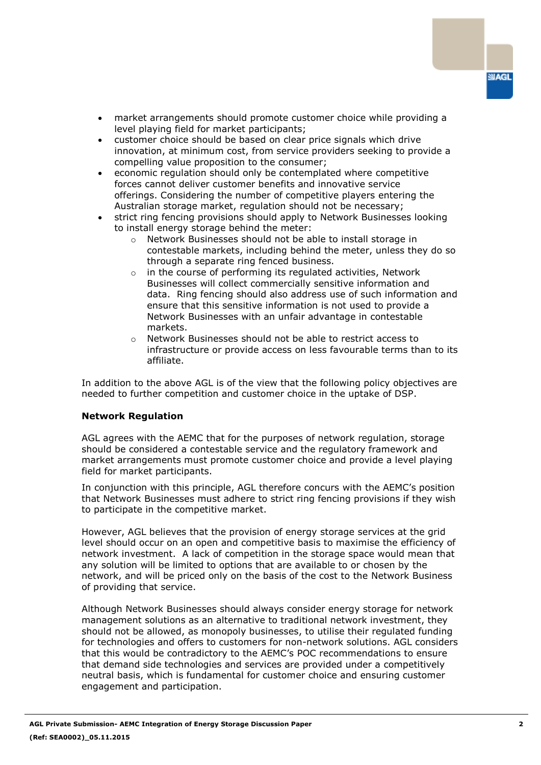- market arrangements should promote customer choice while providing a level playing field for market participants;
- customer choice should be based on clear price signals which drive innovation, at minimum cost, from service providers seeking to provide a compelling value proposition to the consumer;
- economic regulation should only be contemplated where competitive forces cannot deliver customer benefits and innovative service offerings. Considering the number of competitive players entering the Australian storage market, regulation should not be necessary;
- strict ring fencing provisions should apply to Network Businesses looking to install energy storage behind the meter:
  - Network Businesses should not be able to install storage in contestable markets, including behind the meter, unless they do so through a separate ring fenced business.
  - in the course of performing its regulated activities, Network Businesses will collect commercially sensitive information and data. Ring fencing should also address use of such information and ensure that this sensitive information is not used to provide a Network Businesses with an unfair advantage in contestable markets.
  - Network Businesses should not be able to restrict access to infrastructure or provide access on less favourable terms than to its affiliate.

In addition to the above AGL is of the view that the following policy objectives are needed to further competition and customer choice in the uptake of DSP.

**Network Regulation**

AGL agrees with the AEMC that for the purposes of network regulation, storage should be considered a contestable service and the regulatory framework and market arrangements must promote customer choice and provide a level playing field for market participants.

In conjunction with this principle, AGL therefore concurs with the AEMC's position that Network Businesses must adhere to strict ring fencing provisions if they wish to participate in the competitive market.

However, AGL believes that the provision of energy storage services at the grid level should occur on an open and competitive basis to maximise the efficiency of network investment. A lack of competition in the storage space would mean that any solution will be limited to options that are available to or chosen by the network, and will be priced only on the basis of the cost to the Network Business of providing that service.

Although Network Businesses should always consider energy storage for network management solutions as an alternative to traditional network investment, they should not be allowed, as monopoly businesses, to utilise their regulated funding for technologies and offers to customers for non-network solutions. AGL considers that this would be contradictory to the AEMC's POC recommendations to ensure that demand side technologies and services are provided under a competitively neutral basis, which is fundamental for customer choice and ensuring customer engagement and participation.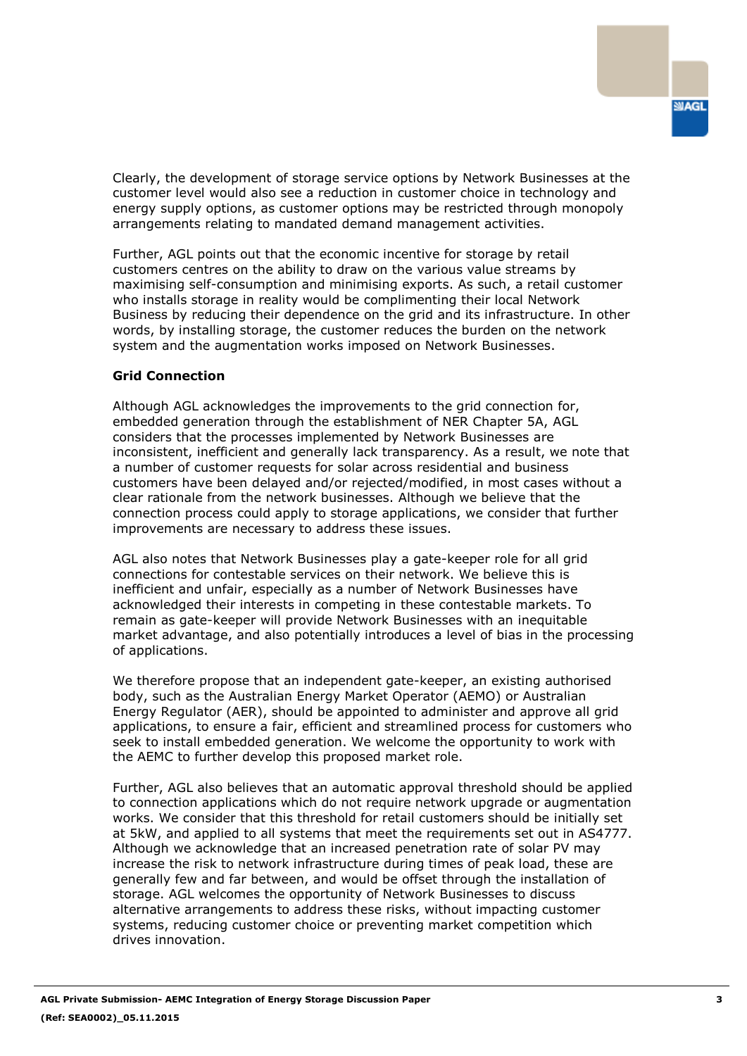Clearly, the development of storage service options by Network Businesses at the customer level would also see a reduction in customer choice in technology and energy supply options, as customer options may be restricted through monopoly arrangements relating to mandated demand management activities.

Further, AGL points out that the economic incentive for storage by retail customers centres on the ability to draw on the various value streams by maximising self-consumption and minimising exports. As such, a retail customer who installs storage in reality would be complimenting their local Network Business by reducing their dependence on the grid and its infrastructure. In other words, by installing storage, the customer reduces the burden on the network system and the augmentation works imposed on Network Businesses.

**Grid Connection**

Although AGL acknowledges the improvements to the grid connection for, embedded generation through the establishment of NER Chapter 5A, AGL considers that the processes implemented by Network Businesses are inconsistent, inefficient and generally lack transparency. As a result, we note that a number of customer requests for solar across residential and business customers have been delayed and/or rejected/modified, in most cases without a clear rationale from the network businesses. Although we believe that the connection process could apply to storage applications, we consider that further improvements are necessary to address these issues.

AGL also notes that Network Businesses play a gate-keeper role for all grid connections for contestable services on their network. We believe this is inefficient and unfair, especially as a number of Network Businesses have acknowledged their interests in competing in these contestable markets. To remain as gate-keeper will provide Network Businesses with an inequitable market advantage, and also potentially introduces a level of bias in the processing of applications.

We therefore propose that an independent gate-keeper, an existing authorised body, such as the Australian Energy Market Operator (AEMO) or Australian Energy Regulator (AER), should be appointed to administer and approve all grid applications, to ensure a fair, efficient and streamlined process for customers who seek to install embedded generation. We welcome the opportunity to work with the AEMC to further develop this proposed market role.

Further, AGL also believes that an automatic approval threshold should be applied to connection applications which do not require network upgrade or augmentation works. We consider that this threshold for retail customers should be initially set at 5kW, and applied to all systems that meet the requirements set out in AS4777. Although we acknowledge that an increased penetration rate of solar PV may increase the risk to network infrastructure during times of peak load, these are generally few and far between, and would be offset through the installation of storage. AGL welcomes the opportunity of Network Businesses to discuss alternative arrangements to address these risks, without impacting customer systems, reducing customer choice or preventing market competition which drives innovation.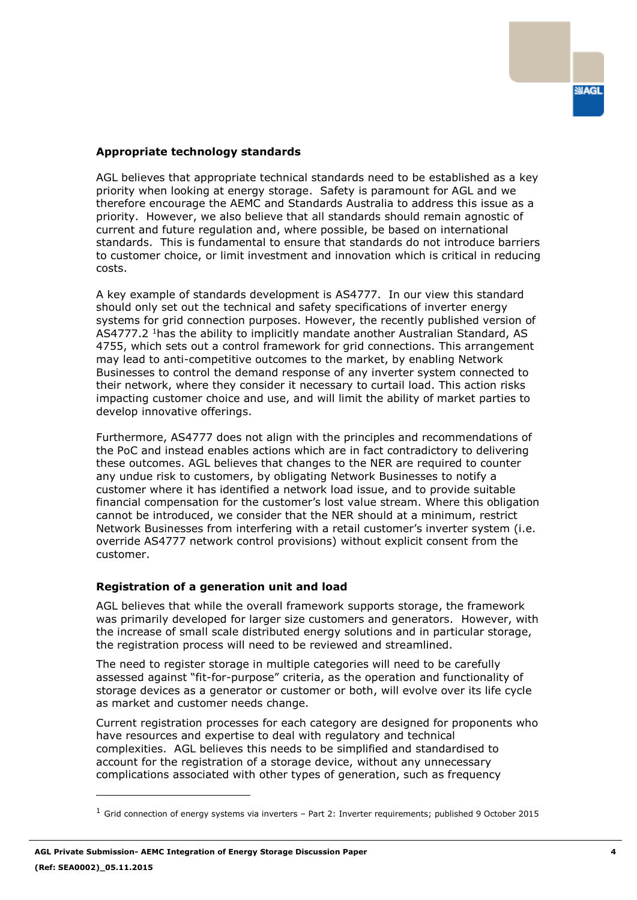### Appropriate technology standards

AGL believes that appropriate technical standards need to be established as a key priority when looking at energy storage. Safety is paramount for AGL and we therefore encourage the AEMC and Standards Australia to address this issue as a priority. However, we also believe that all standards should remain agnostic of current and future regulation and, where possible, be based on international standards. This is fundamental to ensure that standards do not introduce barriers to customer choice, or limit investment and innovation which is critical in reducing costs.

A key example of standards development is AS4777. In our view this standard should only set out the technical and safety specifications of inverter energy systems for grid connection purposes. However, the recently published version of AS4777.2 [1]has the ability to implicitly mandate another Australian Standard, AS 4755, which sets out a control framework for grid connections. This arrangement may lead to anti-competitive outcomes to the market, by enabling Network Businesses to control the demand response of any inverter system connected to their network, where they consider it necessary to curtail load. This action risks impacting customer choice and use, and will limit the ability of market parties to develop innovative offerings.

Furthermore, AS4777 does not align with the principles and recommendations of the PoC and instead enables actions which are in fact contradictory to delivering these outcomes. AGL believes that changes to the NER are required to counter any undue risk to customers, by obligating Network Businesses to notify a customer where it has identified a network load issue, and to provide suitable financial compensation for the customer's lost value stream. Where this obligation cannot be introduced, we consider that the NER should at a minimum, restrict Network Businesses from interfering with a retail customer's inverter system (i.e. override AS4777 network control provisions) without explicit consent from the customer.

### Registration of a generation unit and load

AGL believes that while the overall framework supports storage, the framework was primarily developed for larger size customers and generators. However, with the increase of small scale distributed energy solutions and in particular storage, the registration process will need to be reviewed and streamlined.

The need to register storage in multiple categories will need to be carefully assessed against "fit-for-purpose" criteria, as the operation and functionality of storage devices as a generator or customer or both, will evolve over its life cycle as market and customer needs change.

Current registration processes for each category are designed for proponents who have resources and expertise to deal with regulatory and technical complexities. AGL believes this needs to be simplified and standardised to account for the registration of a storage device, without any unnecessary complications associated with other types of generation, such as frequency

---

[1] Grid connection of energy systems via inverters – Part 2: Inverter requirements; published 9 October 2015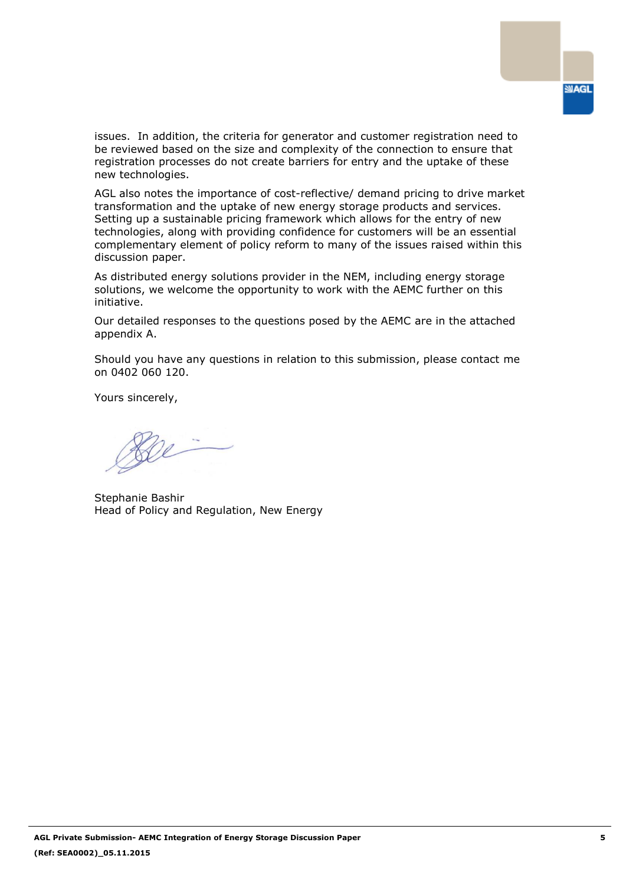issues. In addition, the criteria for generator and customer registration need to be reviewed based on the size and complexity of the connection to ensure that registration processes do not create barriers for entry and the uptake of these new technologies.

AGL also notes the importance of cost-reflective/ demand pricing to drive market transformation and the uptake of new energy storage products and services. Setting up a sustainable pricing framework which allows for the entry of new technologies, along with providing confidence for customers will be an essential complementary element of policy reform to many of the issues raised within this discussion paper.

As distributed energy solutions provider in the NEM, including energy storage solutions, we welcome the opportunity to work with the AEMC further on this initiative.

Our detailed responses to the questions posed by the AEMC are in the attached appendix A.

Should you have any questions in relation to this submission, please contact me on 0402 060 120.

Yours sincerely,

Stephanie Bashir
Head of Policy and Regulation, New Energy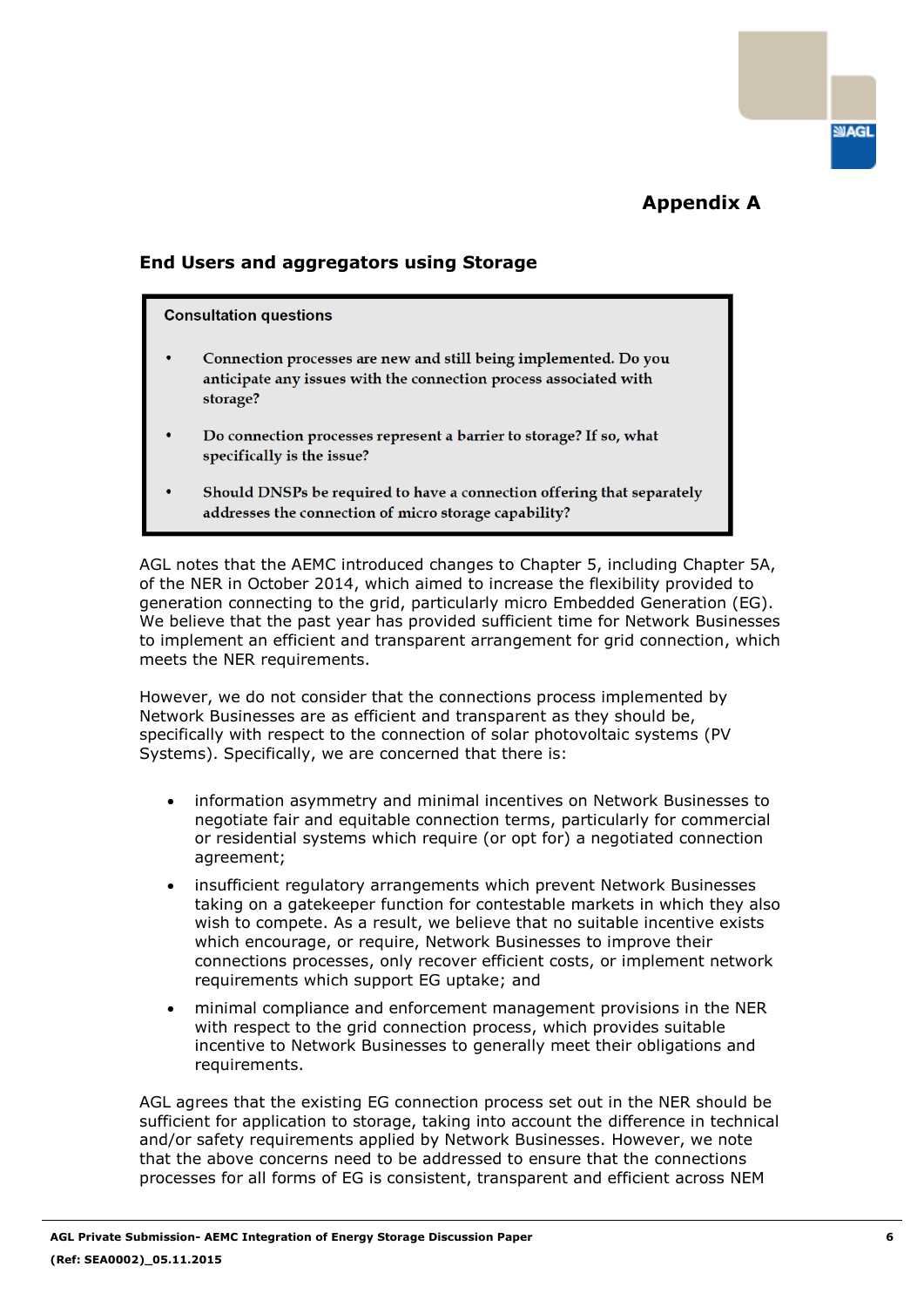# Appendix A

## End Users and aggregators using Storage

> **Consultation questions**
>
> - Connection processes are new and still being implemented. Do you anticipate any issues with the connection process associated with storage?
> - Do connection processes represent a barrier to storage? If so, what specifically is the issue?
> - Should DNSPs be required to have a connection offering that separately addresses the connection of micro storage capability?

AGL notes that the AEMC introduced changes to Chapter 5, including Chapter 5A, of the NER in October 2014, which aimed to increase the flexibility provided to generation connecting to the grid, particularly micro Embedded Generation (EG). We believe that the past year has provided sufficient time for Network Businesses to implement an efficient and transparent arrangement for grid connection, which meets the NER requirements.

However, we do not consider that the connections process implemented by Network Businesses are as efficient and transparent as they should be, specifically with respect to the connection of solar photovoltaic systems (PV Systems). Specifically, we are concerned that there is:

- information asymmetry and minimal incentives on Network Businesses to negotiate fair and equitable connection terms, particularly for commercial or residential systems which require (or opt for) a negotiated connection agreement;
- insufficient regulatory arrangements which prevent Network Businesses taking on a gatekeeper function for contestable markets in which they also wish to compete. As a result, we believe that no suitable incentive exists which encourage, or require, Network Businesses to improve their connections processes, only recover efficient costs, or implement network requirements which support EG uptake; and
- minimal compliance and enforcement management provisions in the NER with respect to the grid connection process, which provides suitable incentive to Network Businesses to generally meet their obligations and requirements.

AGL agrees that the existing EG connection process set out in the NER should be sufficient for application to storage, taking into account the difference in technical and/or safety requirements applied by Network Businesses. However, we note that the above concerns need to be addressed to ensure that the connections processes for all forms of EG is consistent, transparent and efficient across NEM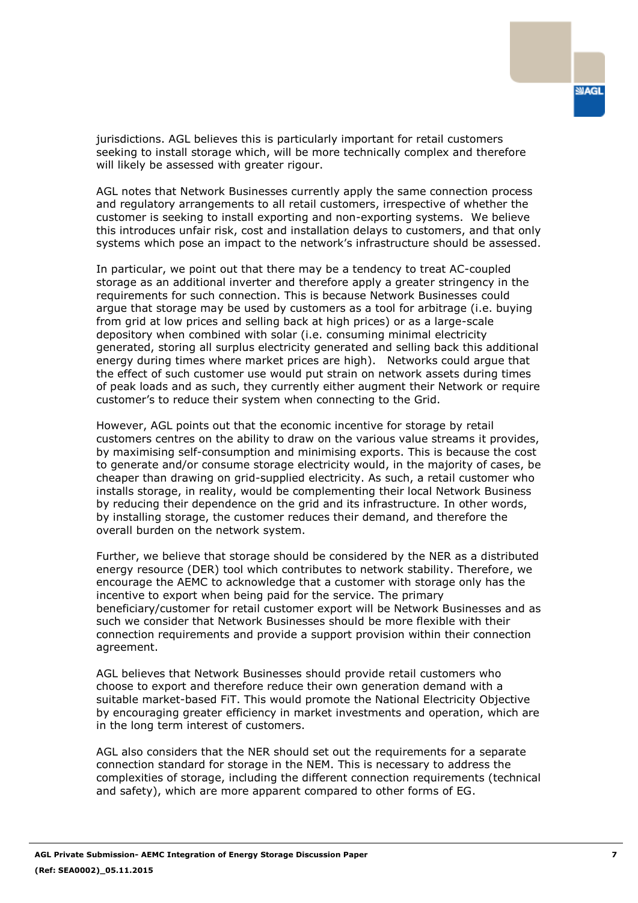jurisdictions. AGL believes this is particularly important for retail customers seeking to install storage which, will be more technically complex and therefore will likely be assessed with greater rigour.

AGL notes that Network Businesses currently apply the same connection process and regulatory arrangements to all retail customers, irrespective of whether the customer is seeking to install exporting and non-exporting systems. We believe this introduces unfair risk, cost and installation delays to customers, and that only systems which pose an impact to the network's infrastructure should be assessed.

In particular, we point out that there may be a tendency to treat AC-coupled storage as an additional inverter and therefore apply a greater stringency in the requirements for such connection. This is because Network Businesses could argue that storage may be used by customers as a tool for arbitrage (i.e. buying from grid at low prices and selling back at high prices) or as a large-scale depository when combined with solar (i.e. consuming minimal electricity generated, storing all surplus electricity generated and selling back this additional energy during times where market prices are high). Networks could argue that the effect of such customer use would put strain on network assets during times of peak loads and as such, they currently either augment their Network or require customer's to reduce their system when connecting to the Grid.

However, AGL points out that the economic incentive for storage by retail customers centres on the ability to draw on the various value streams it provides, by maximising self-consumption and minimising exports. This is because the cost to generate and/or consume storage electricity would, in the majority of cases, be cheaper than drawing on grid-supplied electricity. As such, a retail customer who installs storage, in reality, would be complementing their local Network Business by reducing their dependence on the grid and its infrastructure. In other words, by installing storage, the customer reduces their demand, and therefore the overall burden on the network system.

Further, we believe that storage should be considered by the NER as a distributed energy resource (DER) tool which contributes to network stability. Therefore, we encourage the AEMC to acknowledge that a customer with storage only has the incentive to export when being paid for the service. The primary beneficiary/customer for retail customer export will be Network Businesses and as such we consider that Network Businesses should be more flexible with their connection requirements and provide a support provision within their connection agreement.

AGL believes that Network Businesses should provide retail customers who choose to export and therefore reduce their own generation demand with a suitable market-based FiT. This would promote the National Electricity Objective by encouraging greater efficiency in market investments and operation, which are in the long term interest of customers.

AGL also considers that the NER should set out the requirements for a separate connection standard for storage in the NEM. This is necessary to address the complexities of storage, including the different connection requirements (technical and safety), which are more apparent compared to other forms of EG.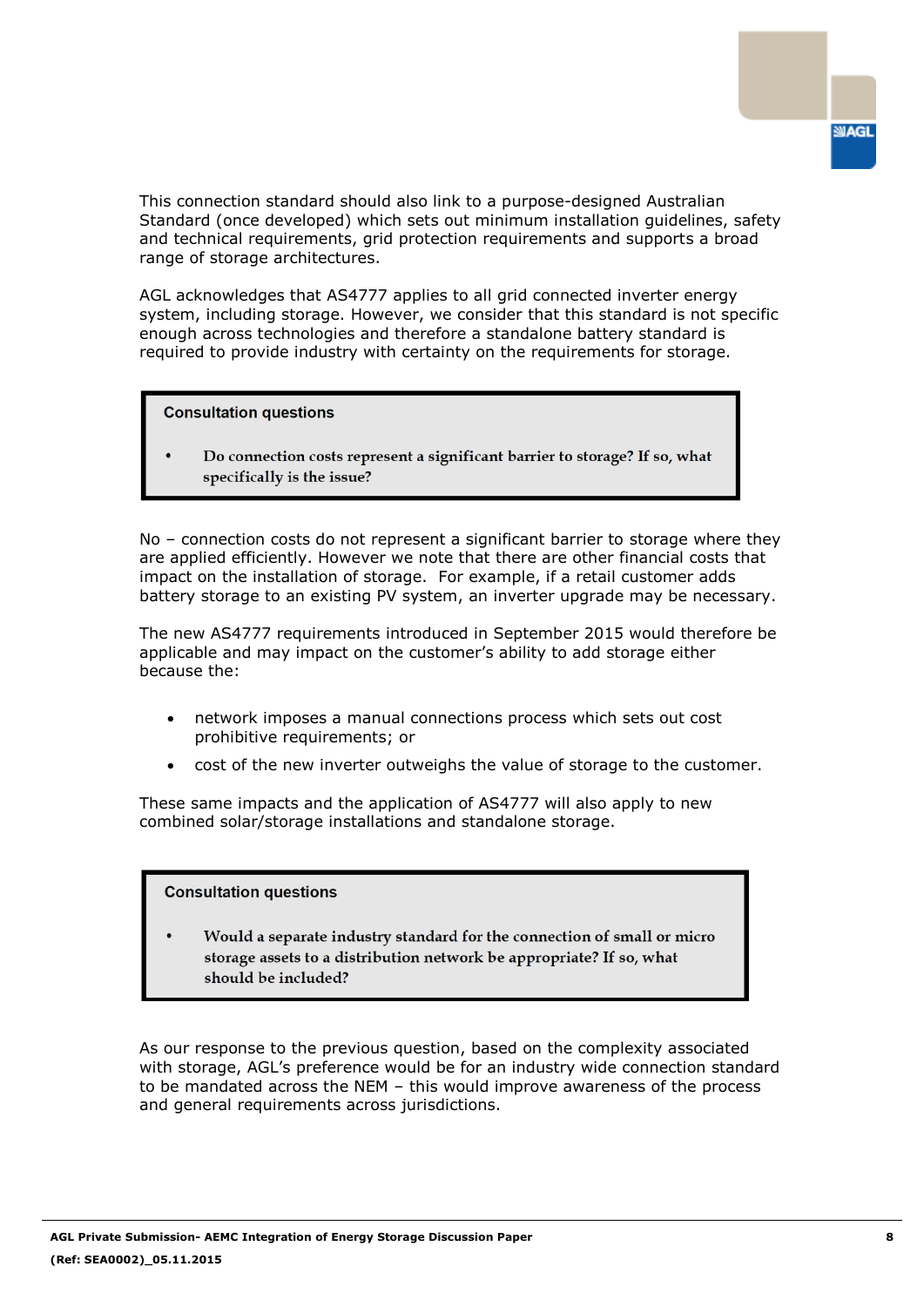This connection standard should also link to a purpose-designed Australian Standard (once developed) which sets out minimum installation guidelines, safety and technical requirements, grid protection requirements and supports a broad range of storage architectures.

AGL acknowledges that AS4777 applies to all grid connected inverter energy system, including storage. However, we consider that this standard is not specific enough across technologies and therefore a standalone battery standard is required to provide industry with certainty on the requirements for storage.

> **Consultation questions**
>
> - **Do connection costs represent a significant barrier to storage? If so, what specifically is the issue?**

No – connection costs do not represent a significant barrier to storage where they are applied efficiently. However we note that there are other financial costs that impact on the installation of storage. For example, if a retail customer adds battery storage to an existing PV system, an inverter upgrade may be necessary.

The new AS4777 requirements introduced in September 2015 would therefore be applicable and may impact on the customer's ability to add storage either because the:

- network imposes a manual connections process which sets out cost prohibitive requirements; or
- cost of the new inverter outweighs the value of storage to the customer.

These same impacts and the application of AS4777 will also apply to new combined solar/storage installations and standalone storage.

> **Consultation questions**
>
> - **Would a separate industry standard for the connection of small or micro storage assets to a distribution network be appropriate? If so, what should be included?**

As our response to the previous question, based on the complexity associated with storage, AGL's preference would be for an industry wide connection standard to be mandated across the NEM – this would improve awareness of the process and general requirements across jurisdictions.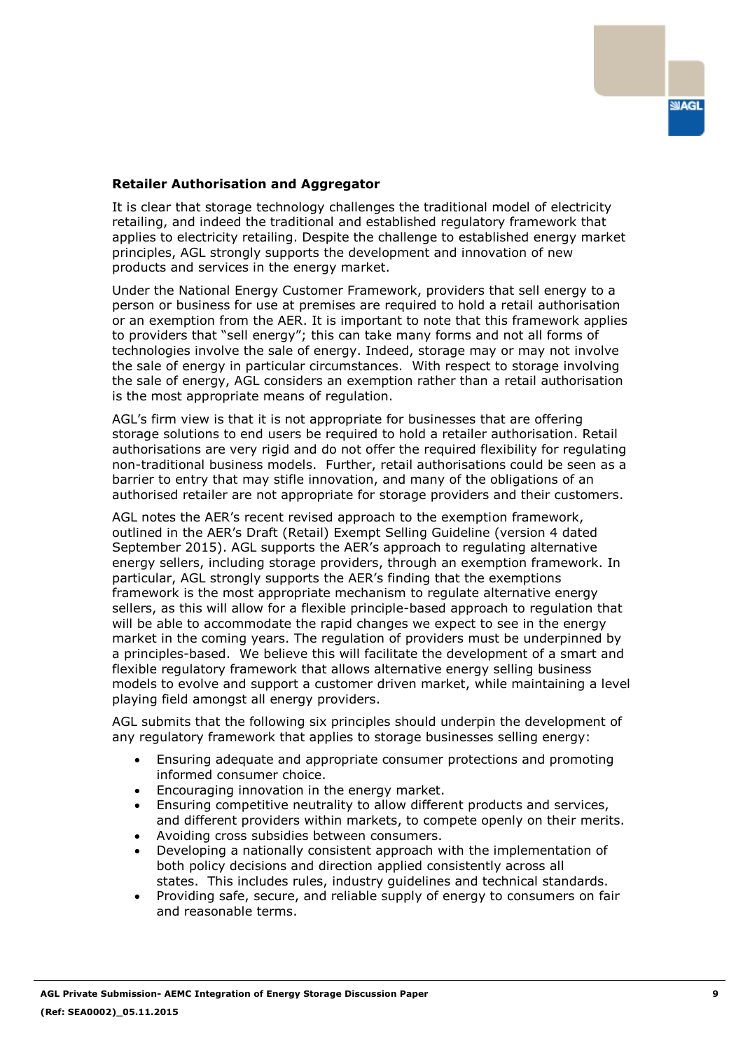**Retailer Authorisation and Aggregator**

It is clear that storage technology challenges the traditional model of electricity retailing, and indeed the traditional and established regulatory framework that applies to electricity retailing. Despite the challenge to established energy market principles, AGL strongly supports the development and innovation of new products and services in the energy market.

Under the National Energy Customer Framework, providers that sell energy to a person or business for use at premises are required to hold a retail authorisation or an exemption from the AER. It is important to note that this framework applies to providers that "sell energy"; this can take many forms and not all forms of technologies involve the sale of energy. Indeed, storage may or may not involve the sale of energy in particular circumstances. With respect to storage involving the sale of energy, AGL considers an exemption rather than a retail authorisation is the most appropriate means of regulation.

AGL's firm view is that it is not appropriate for businesses that are offering storage solutions to end users be required to hold a retailer authorisation. Retail authorisations are very rigid and do not offer the required flexibility for regulating non-traditional business models. Further, retail authorisations could be seen as a barrier to entry that may stifle innovation, and many of the obligations of an authorised retailer are not appropriate for storage providers and their customers.

AGL notes the AER's recent revised approach to the exemption framework, outlined in the AER's Draft (Retail) Exempt Selling Guideline (version 4 dated September 2015). AGL supports the AER's approach to regulating alternative energy sellers, including storage providers, through an exemption framework. In particular, AGL strongly supports the AER's finding that the exemptions framework is the most appropriate mechanism to regulate alternative energy sellers, as this will allow for a flexible principle-based approach to regulation that will be able to accommodate the rapid changes we expect to see in the energy market in the coming years. The regulation of providers must be underpinned by a principles-based. We believe this will facilitate the development of a smart and flexible regulatory framework that allows alternative energy selling business models to evolve and support a customer driven market, while maintaining a level playing field amongst all energy providers.

AGL submits that the following six principles should underpin the development of any regulatory framework that applies to storage businesses selling energy:

- Ensuring adequate and appropriate consumer protections and promoting informed consumer choice.
- Encouraging innovation in the energy market.
- Ensuring competitive neutrality to allow different products and services, and different providers within markets, to compete openly on their merits.
- Avoiding cross subsidies between consumers.
- Developing a nationally consistent approach with the implementation of both policy decisions and direction applied consistently across all states. This includes rules, industry guidelines and technical standards.
- Providing safe, secure, and reliable supply of energy to consumers on fair and reasonable terms.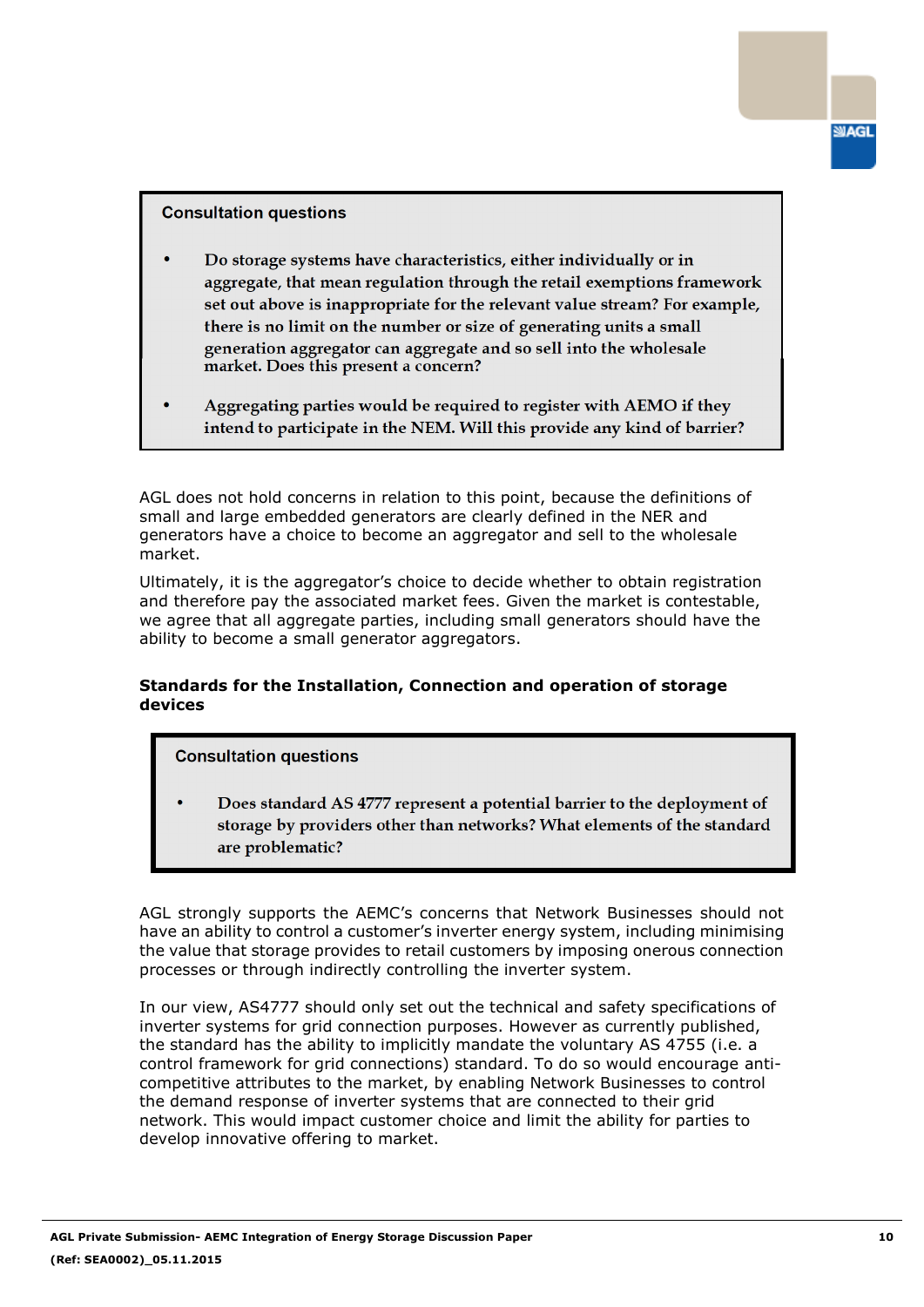> **Consultation questions**
>
> - Do storage systems have characteristics, either individually or in aggregate, that mean regulation through the retail exemptions framework set out above is inappropriate for the relevant value stream? For example, there is no limit on the number or size of generating units a small generation aggregator can aggregate and so sell into the wholesale market. Does this present a concern?
> - Aggregating parties would be required to register with AEMO if they intend to participate in the NEM. Will this provide any kind of barrier?

AGL does not hold concerns in relation to this point, because the definitions of small and large embedded generators are clearly defined in the NER and generators have a choice to become an aggregator and sell to the wholesale market.

Ultimately, it is the aggregator's choice to decide whether to obtain registration and therefore pay the associated market fees. Given the market is contestable, we agree that all aggregate parties, including small generators should have the ability to become a small generator aggregators.

**Standards for the Installation, Connection and operation of storage devices**

> **Consultation questions**
>
> - Does standard AS 4777 represent a potential barrier to the deployment of storage by providers other than networks? What elements of the standard are problematic?

AGL strongly supports the AEMC's concerns that Network Businesses should not have an ability to control a customer's inverter energy system, including minimising the value that storage provides to retail customers by imposing onerous connection processes or through indirectly controlling the inverter system.

In our view, AS4777 should only set out the technical and safety specifications of inverter systems for grid connection purposes. However as currently published, the standard has the ability to implicitly mandate the voluntary AS 4755 (i.e. a control framework for grid connections) standard. To do so would encourage anti-competitive attributes to the market, by enabling Network Businesses to control the demand response of inverter systems that are connected to their grid network. This would impact customer choice and limit the ability for parties to develop innovative offering to market.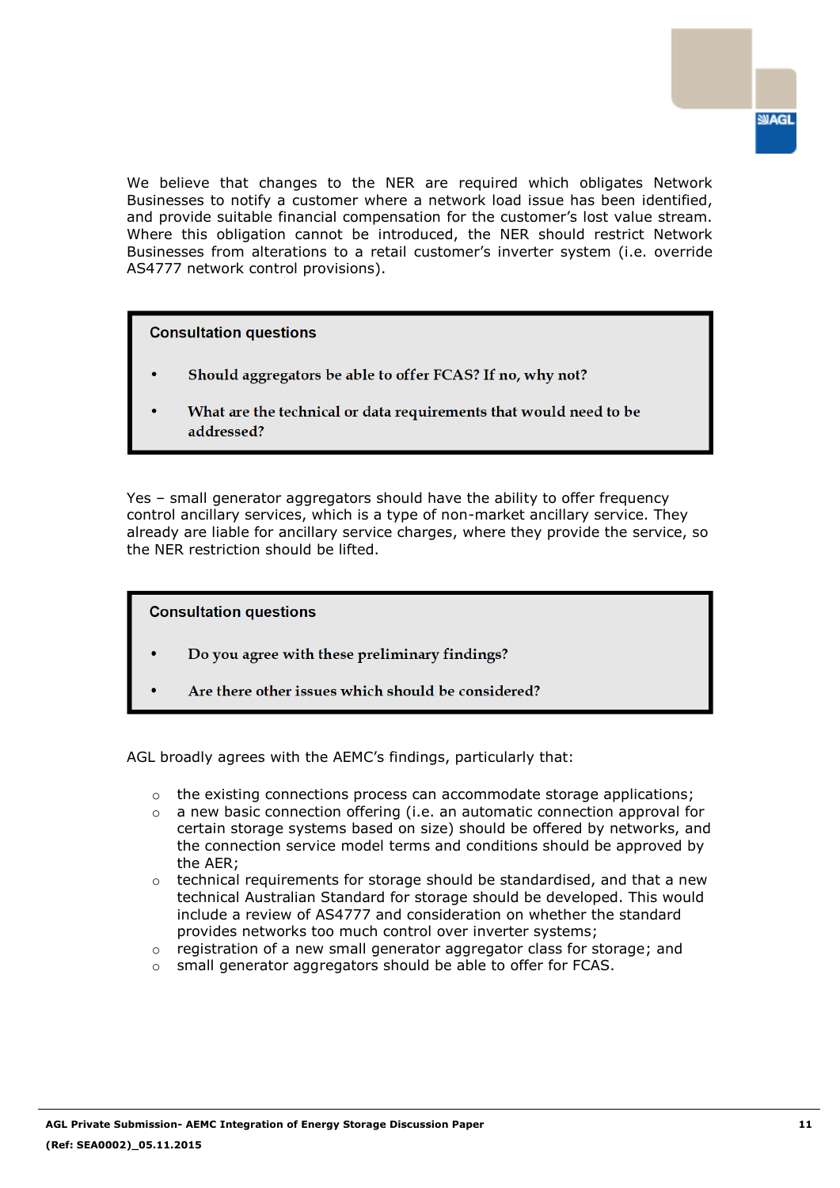We believe that changes to the NER are required which obligates Network Businesses to notify a customer where a network load issue has been identified, and provide suitable financial compensation for the customer's lost value stream. Where this obligation cannot be introduced, the NER should restrict Network Businesses from alterations to a retail customer's inverter system (i.e. override AS4777 network control provisions).

> **Consultation questions**
>
> - **Should aggregators be able to offer FCAS? If no, why not?**
> - **What are the technical or data requirements that would need to be addressed?**

Yes – small generator aggregators should have the ability to offer frequency control ancillary services, which is a type of non-market ancillary service. They already are liable for ancillary service charges, where they provide the service, so the NER restriction should be lifted.

> **Consultation questions**
>
> - **Do you agree with these preliminary findings?**
> - **Are there other issues which should be considered?**

AGL broadly agrees with the AEMC's findings, particularly that:

- the existing connections process can accommodate storage applications;
- a new basic connection offering (i.e. an automatic connection approval for certain storage systems based on size) should be offered by networks, and the connection service model terms and conditions should be approved by the AER;
- technical requirements for storage should be standardised, and that a new technical Australian Standard for storage should be developed. This would include a review of AS4777 and consideration on whether the standard provides networks too much control over inverter systems;
- registration of a new small generator aggregator class for storage; and
- small generator aggregators should be able to offer for FCAS.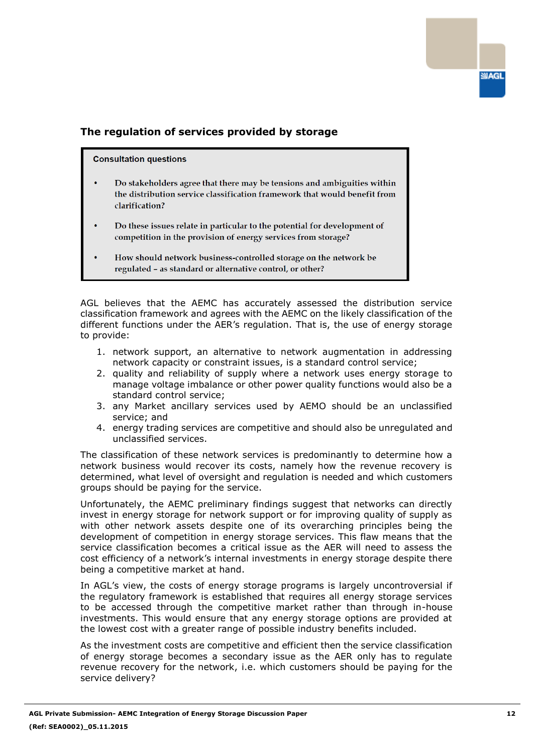## The regulation of services provided by storage

> **Consultation questions**
>
> - Do stakeholders agree that there may be tensions and ambiguities within the distribution service classification framework that would benefit from clarification?
> - Do these issues relate in particular to the potential for development of competition in the provision of energy services from storage?
> - How should network business-controlled storage on the network be regulated – as standard or alternative control, or other?

AGL believes that the AEMC has accurately assessed the distribution service classification framework and agrees with the AEMC on the likely classification of the different functions under the AER's regulation. That is, the use of energy storage to provide:

1. network support, an alternative to network augmentation in addressing network capacity or constraint issues, is a standard control service;
2. quality and reliability of supply where a network uses energy storage to manage voltage imbalance or other power quality functions would also be a standard control service;
3. any Market ancillary services used by AEMO should be an unclassified service; and
4. energy trading services are competitive and should also be unregulated and unclassified services.

The classification of these network services is predominantly to determine how a network business would recover its costs, namely how the revenue recovery is determined, what level of oversight and regulation is needed and which customers groups should be paying for the service.

Unfortunately, the AEMC preliminary findings suggest that networks can directly invest in energy storage for network support or for improving quality of supply as with other network assets despite one of its overarching principles being the development of competition in energy storage services. This flaw means that the service classification becomes a critical issue as the AER will need to assess the cost efficiency of a network's internal investments in energy storage despite there being a competitive market at hand.

In AGL's view, the costs of energy storage programs is largely uncontroversial if the regulatory framework is established that requires all energy storage services to be accessed through the competitive market rather than through in-house investments. This would ensure that any energy storage options are provided at the lowest cost with a greater range of possible industry benefits included.

As the investment costs are competitive and efficient then the service classification of energy storage becomes a secondary issue as the AER only has to regulate revenue recovery for the network, i.e. which customers should be paying for the service delivery?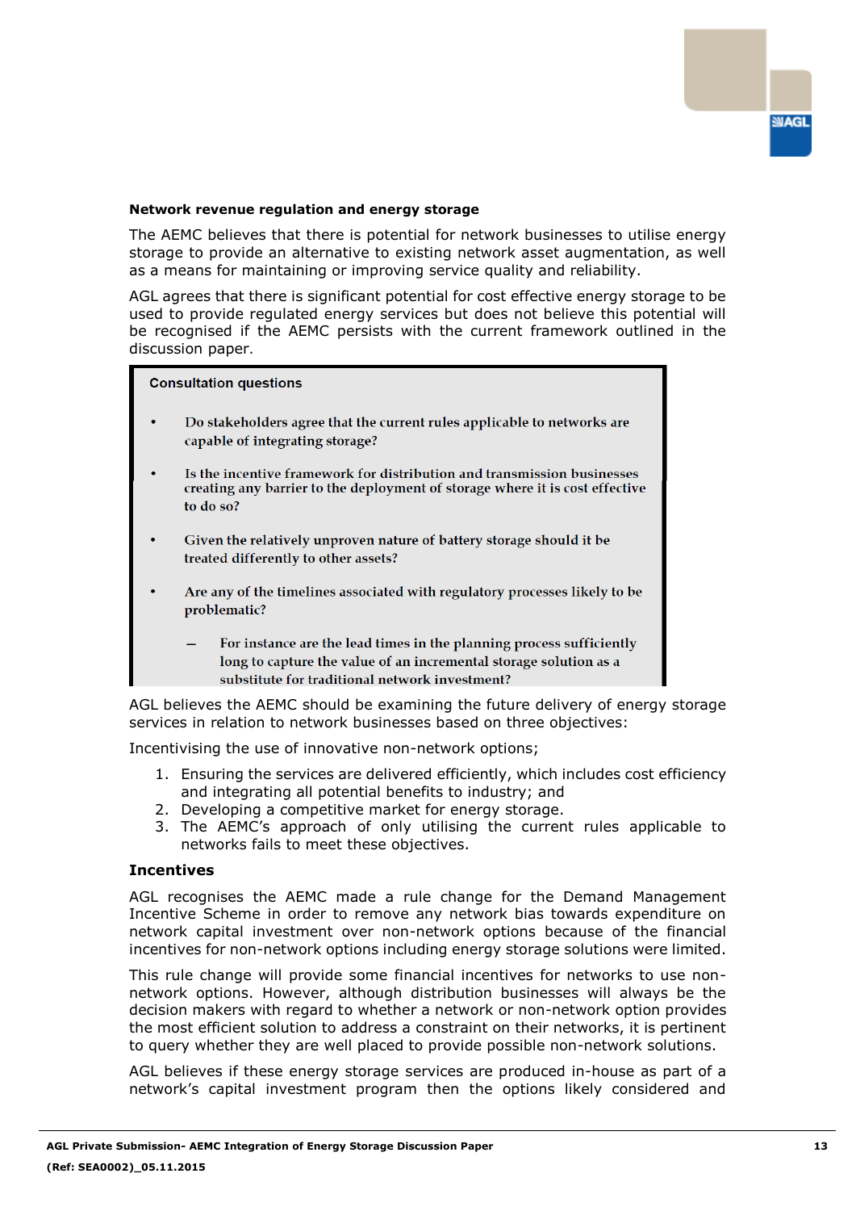**Network revenue regulation and energy storage**

The AEMC believes that there is potential for network businesses to utilise energy storage to provide an alternative to existing network asset augmentation, as well as a means for maintaining or improving service quality and reliability.

AGL agrees that there is significant potential for cost effective energy storage to be used to provide regulated energy services but does not believe this potential will be recognised if the AEMC persists with the current framework outlined in the discussion paper.

> **Consultation questions**
>
> - Do stakeholders agree that the current rules applicable to networks are capable of integrating storage?
> - Is the incentive framework for distribution and transmission businesses creating any barrier to the deployment of storage where it is cost effective to do so?
> - Given the relatively unproven nature of battery storage should it be treated differently to other assets?
> - Are any of the timelines associated with regulatory processes likely to be problematic?
>   - For instance are the lead times in the planning process sufficiently long to capture the value of an incremental storage solution as a substitute for traditional network investment?

AGL believes the AEMC should be examining the future delivery of energy storage services in relation to network businesses based on three objectives:

Incentivising the use of innovative non-network options;

1. Ensuring the services are delivered efficiently, which includes cost efficiency and integrating all potential benefits to industry; and
2. Developing a competitive market for energy storage.
3. The AEMC's approach of only utilising the current rules applicable to networks fails to meet these objectives.

**Incentives**

AGL recognises the AEMC made a rule change for the Demand Management Incentive Scheme in order to remove any network bias towards expenditure on network capital investment over non-network options because of the financial incentives for non-network options including energy storage solutions were limited.

This rule change will provide some financial incentives for networks to use non-network options. However, although distribution businesses will always be the decision makers with regard to whether a network or non-network option provides the most efficient solution to address a constraint on their networks, it is pertinent to query whether they are well placed to provide possible non-network solutions.

AGL believes if these energy storage services are produced in-house as part of a network's capital investment program then the options likely considered and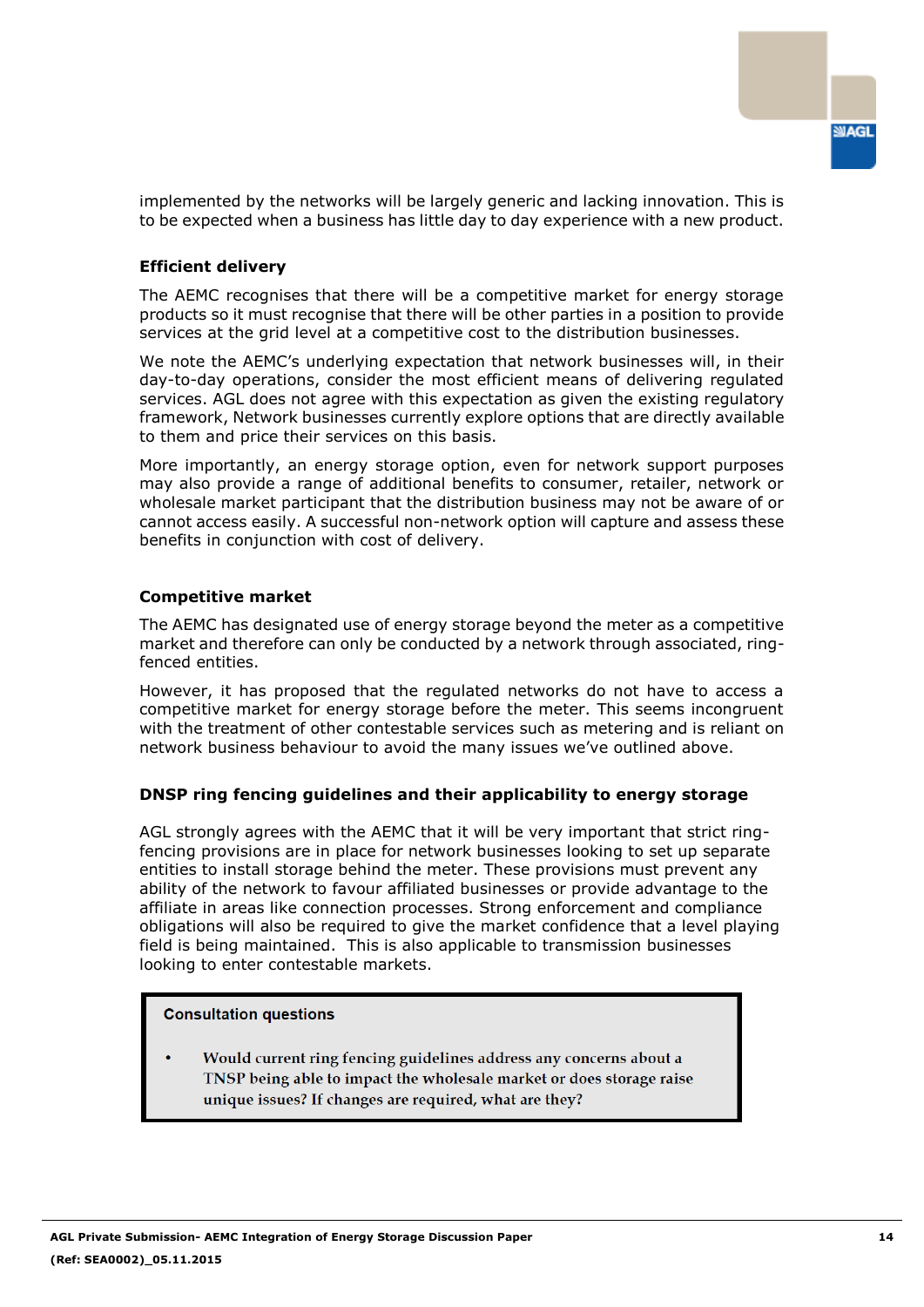implemented by the networks will be largely generic and lacking innovation. This is to be expected when a business has little day to day experience with a new product.

**Efficient delivery**

The AEMC recognises that there will be a competitive market for energy storage products so it must recognise that there will be other parties in a position to provide services at the grid level at a competitive cost to the distribution businesses.

We note the AEMC's underlying expectation that network businesses will, in their day-to-day operations, consider the most efficient means of delivering regulated services. AGL does not agree with this expectation as given the existing regulatory framework, Network businesses currently explore options that are directly available to them and price their services on this basis.

More importantly, an energy storage option, even for network support purposes may also provide a range of additional benefits to consumer, retailer, network or wholesale market participant that the distribution business may not be aware of or cannot access easily. A successful non-network option will capture and assess these benefits in conjunction with cost of delivery.

**Competitive market**

The AEMC has designated use of energy storage beyond the meter as a competitive market and therefore can only be conducted by a network through associated, ring-fenced entities.

However, it has proposed that the regulated networks do not have to access a competitive market for energy storage before the meter. This seems incongruent with the treatment of other contestable services such as metering and is reliant on network business behaviour to avoid the many issues we've outlined above.

**DNSP ring fencing guidelines and their applicability to energy storage**

AGL strongly agrees with the AEMC that it will be very important that strict ring-fencing provisions are in place for network businesses looking to set up separate entities to install storage behind the meter. These provisions must prevent any ability of the network to favour affiliated businesses or provide advantage to the affiliate in areas like connection processes. Strong enforcement and compliance obligations will also be required to give the market confidence that a level playing field is being maintained. This is also applicable to transmission businesses looking to enter contestable markets.

> **Consultation questions**
>
> - Would current ring fencing guidelines address any concerns about a TNSP being able to impact the wholesale market or does storage raise unique issues? If changes are required, what are they?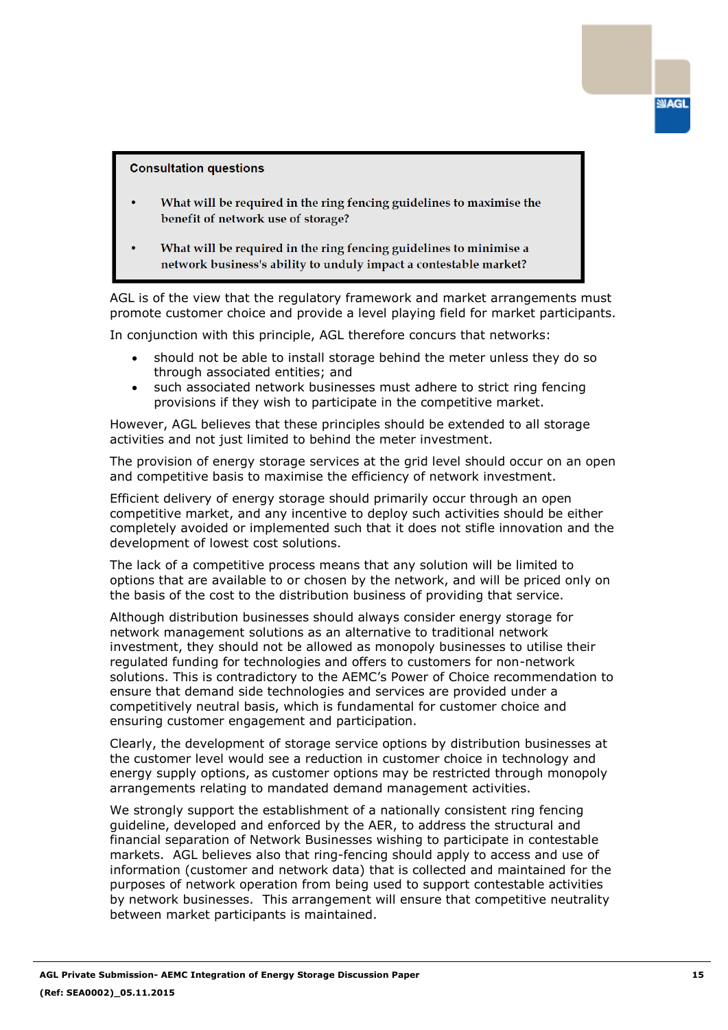> **Consultation questions**
>
> - **What will be required in the ring fencing guidelines to maximise the benefit of network use of storage?**
> - **What will be required in the ring fencing guidelines to minimise a network business's ability to unduly impact a contestable market?**

AGL is of the view that the regulatory framework and market arrangements must promote customer choice and provide a level playing field for market participants.

In conjunction with this principle, AGL therefore concurs that networks:

- should not be able to install storage behind the meter unless they do so through associated entities; and
- such associated network businesses must adhere to strict ring fencing provisions if they wish to participate in the competitive market.

However, AGL believes that these principles should be extended to all storage activities and not just limited to behind the meter investment.

The provision of energy storage services at the grid level should occur on an open and competitive basis to maximise the efficiency of network investment.

Efficient delivery of energy storage should primarily occur through an open competitive market, and any incentive to deploy such activities should be either completely avoided or implemented such that it does not stifle innovation and the development of lowest cost solutions.

The lack of a competitive process means that any solution will be limited to options that are available to or chosen by the network, and will be priced only on the basis of the cost to the distribution business of providing that service.

Although distribution businesses should always consider energy storage for network management solutions as an alternative to traditional network investment, they should not be allowed as monopoly businesses to utilise their regulated funding for technologies and offers to customers for non-network solutions. This is contradictory to the AEMC's Power of Choice recommendation to ensure that demand side technologies and services are provided under a competitively neutral basis, which is fundamental for customer choice and ensuring customer engagement and participation.

Clearly, the development of storage service options by distribution businesses at the customer level would see a reduction in customer choice in technology and energy supply options, as customer options may be restricted through monopoly arrangements relating to mandated demand management activities.

We strongly support the establishment of a nationally consistent ring fencing guideline, developed and enforced by the AER, to address the structural and financial separation of Network Businesses wishing to participate in contestable markets. AGL believes also that ring-fencing should apply to access and use of information (customer and network data) that is collected and maintained for the purposes of network operation from being used to support contestable activities by network businesses. This arrangement will ensure that competitive neutrality between market participants is maintained.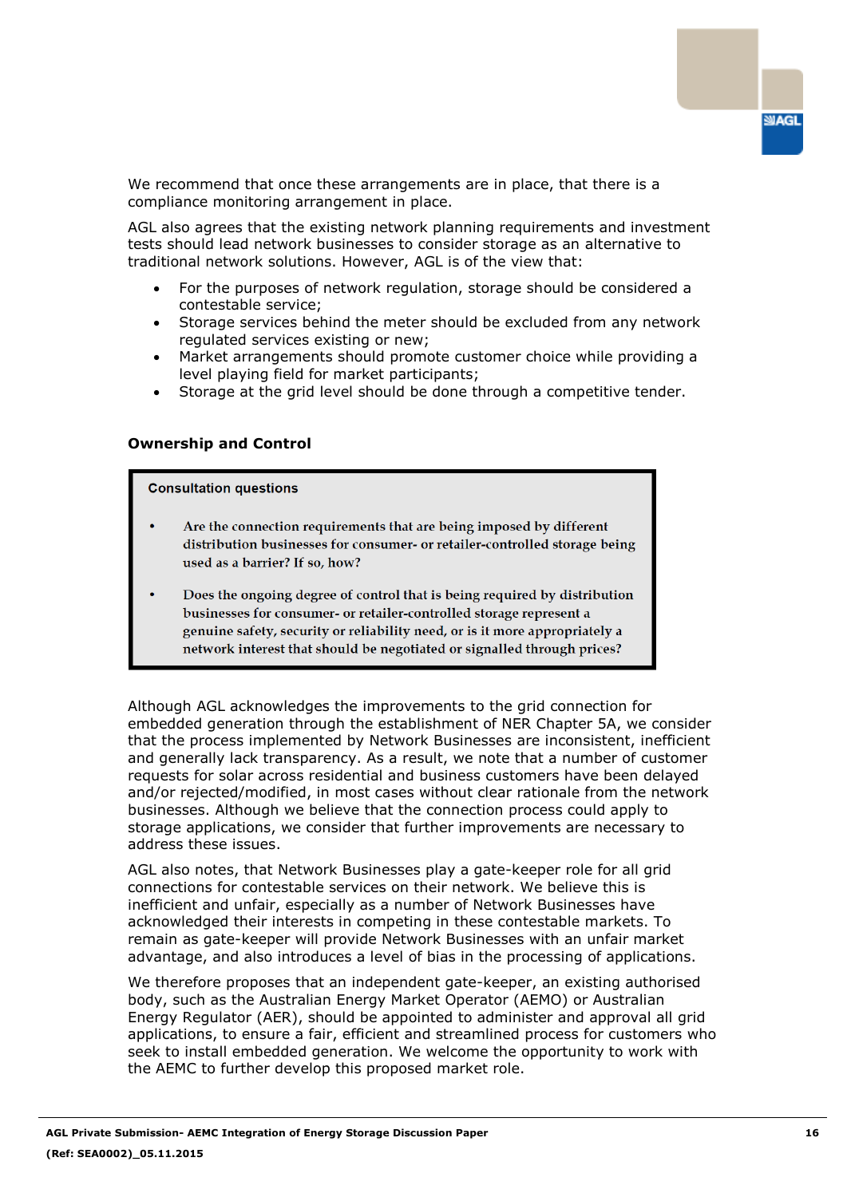We recommend that once these arrangements are in place, that there is a compliance monitoring arrangement in place.

AGL also agrees that the existing network planning requirements and investment tests should lead network businesses to consider storage as an alternative to traditional network solutions. However, AGL is of the view that:

- For the purposes of network regulation, storage should be considered a contestable service;
- Storage services behind the meter should be excluded from any network regulated services existing or new;
- Market arrangements should promote customer choice while providing a level playing field for market participants;
- Storage at the grid level should be done through a competitive tender.

**Ownership and Control**

> **Consultation questions**
>
> - Are the connection requirements that are being imposed by different distribution businesses for consumer- or retailer-controlled storage being used as a barrier? If so, how?
> - Does the ongoing degree of control that is being required by distribution businesses for consumer- or retailer-controlled storage represent a genuine safety, security or reliability need, or is it more appropriately a network interest that should be negotiated or signalled through prices?

Although AGL acknowledges the improvements to the grid connection for embedded generation through the establishment of NER Chapter 5A, we consider that the process implemented by Network Businesses are inconsistent, inefficient and generally lack transparency. As a result, we note that a number of customer requests for solar across residential and business customers have been delayed and/or rejected/modified, in most cases without clear rationale from the network businesses. Although we believe that the connection process could apply to storage applications, we consider that further improvements are necessary to address these issues.

AGL also notes, that Network Businesses play a gate-keeper role for all grid connections for contestable services on their network. We believe this is inefficient and unfair, especially as a number of Network Businesses have acknowledged their interests in competing in these contestable markets. To remain as gate-keeper will provide Network Businesses with an unfair market advantage, and also introduces a level of bias in the processing of applications.

We therefore proposes that an independent gate-keeper, an existing authorised body, such as the Australian Energy Market Operator (AEMO) or Australian Energy Regulator (AER), should be appointed to administer and approval all grid applications, to ensure a fair, efficient and streamlined process for customers who seek to install embedded generation. We welcome the opportunity to work with the AEMC to further develop this proposed market role.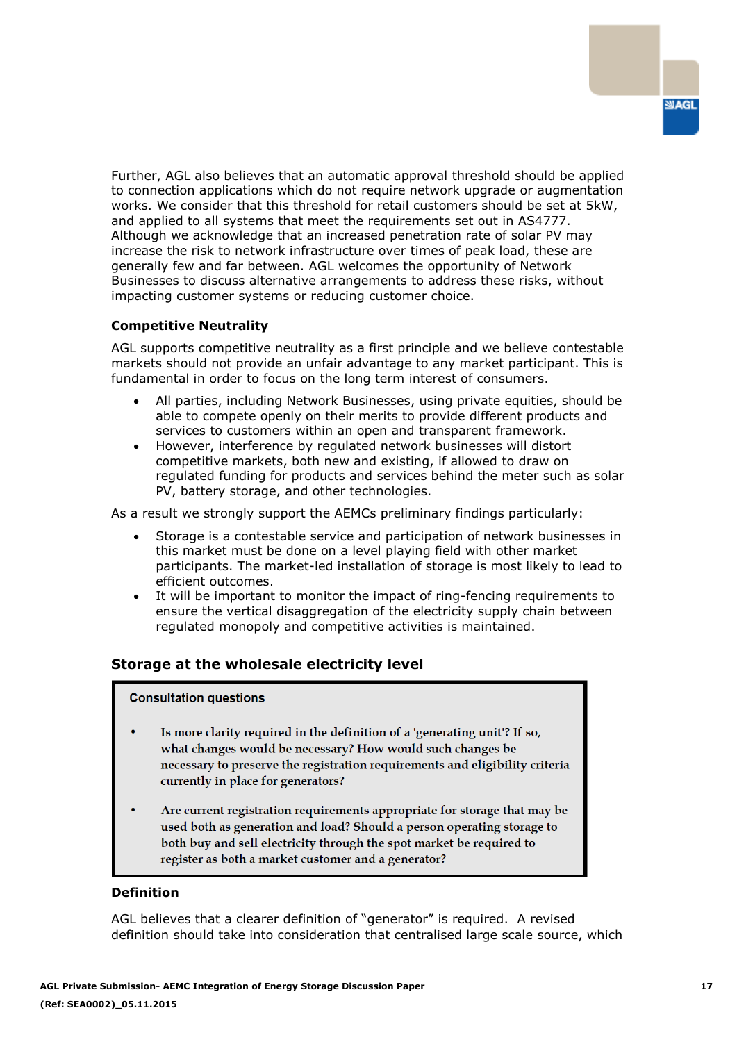Further, AGL also believes that an automatic approval threshold should be applied to connection applications which do not require network upgrade or augmentation works. We consider that this threshold for retail customers should be set at 5kW, and applied to all systems that meet the requirements set out in AS4777. Although we acknowledge that an increased penetration rate of solar PV may increase the risk to network infrastructure over times of peak load, these are generally few and far between. AGL welcomes the opportunity of Network Businesses to discuss alternative arrangements to address these risks, without impacting customer systems or reducing customer choice.

### Competitive Neutrality

AGL supports competitive neutrality as a first principle and we believe contestable markets should not provide an unfair advantage to any market participant. This is fundamental in order to focus on the long term interest of consumers.

- All parties, including Network Businesses, using private equities, should be able to compete openly on their merits to provide different products and services to customers within an open and transparent framework.
- However, interference by regulated network businesses will distort competitive markets, both new and existing, if allowed to draw on regulated funding for products and services behind the meter such as solar PV, battery storage, and other technologies.

As a result we strongly support the AEMCs preliminary findings particularly:

- Storage is a contestable service and participation of network businesses in this market must be done on a level playing field with other market participants. The market-led installation of storage is most likely to lead to efficient outcomes.
- It will be important to monitor the impact of ring-fencing requirements to ensure the vertical disaggregation of the electricity supply chain between regulated monopoly and competitive activities is maintained.

## Storage at the wholesale electricity level

> **Consultation questions**
>
> - Is more clarity required in the definition of a 'generating unit'? If so, what changes would be necessary? How would such changes be necessary to preserve the registration requirements and eligibility criteria currently in place for generators?
> - Are current registration requirements appropriate for storage that may be used both as generation and load? Should a person operating storage to both buy and sell electricity through the spot market be required to register as both a market customer and a generator?

### Definition

AGL believes that a clearer definition of "generator" is required. A revised definition should take into consideration that centralised large scale source, which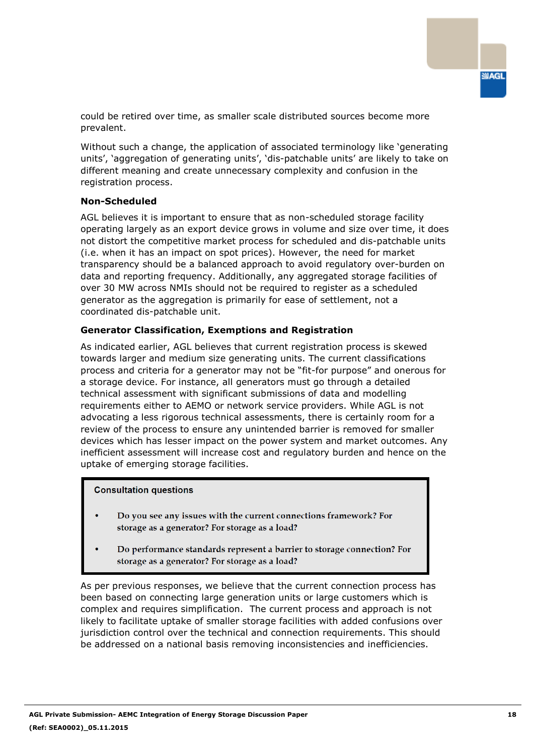could be retired over time, as smaller scale distributed sources become more prevalent.

Without such a change, the application of associated terminology like 'generating units', 'aggregation of generating units', 'dis-patchable units' are likely to take on different meaning and create unnecessary complexity and confusion in the registration process.

**Non-Scheduled**

AGL believes it is important to ensure that as non-scheduled storage facility operating largely as an export device grows in volume and size over time, it does not distort the competitive market process for scheduled and dis-patchable units (i.e. when it has an impact on spot prices). However, the need for market transparency should be a balanced approach to avoid regulatory over-burden on data and reporting frequency. Additionally, any aggregated storage facilities of over 30 MW across NMIs should not be required to register as a scheduled generator as the aggregation is primarily for ease of settlement, not a coordinated dis-patchable unit.

**Generator Classification, Exemptions and Registration**

As indicated earlier, AGL believes that current registration process is skewed towards larger and medium size generating units. The current classifications process and criteria for a generator may not be "fit-for purpose" and onerous for a storage device. For instance, all generators must go through a detailed technical assessment with significant submissions of data and modelling requirements either to AEMO or network service providers. While AGL is not advocating a less rigorous technical assessments, there is certainly room for a review of the process to ensure any unintended barrier is removed for smaller devices which has lesser impact on the power system and market outcomes. Any inefficient assessment will increase cost and regulatory burden and hence on the uptake of emerging storage facilities.

> **Consultation questions**
>
> - Do you see any issues with the current connections framework? For storage as a generator? For storage as a load?
> - Do performance standards represent a barrier to storage connection? For storage as a generator? For storage as a load?

As per previous responses, we believe that the current connection process has been based on connecting large generation units or large customers which is complex and requires simplification. The current process and approach is not likely to facilitate uptake of smaller storage facilities with added confusions over jurisdiction control over the technical and connection requirements. This should be addressed on a national basis removing inconsistencies and inefficiencies.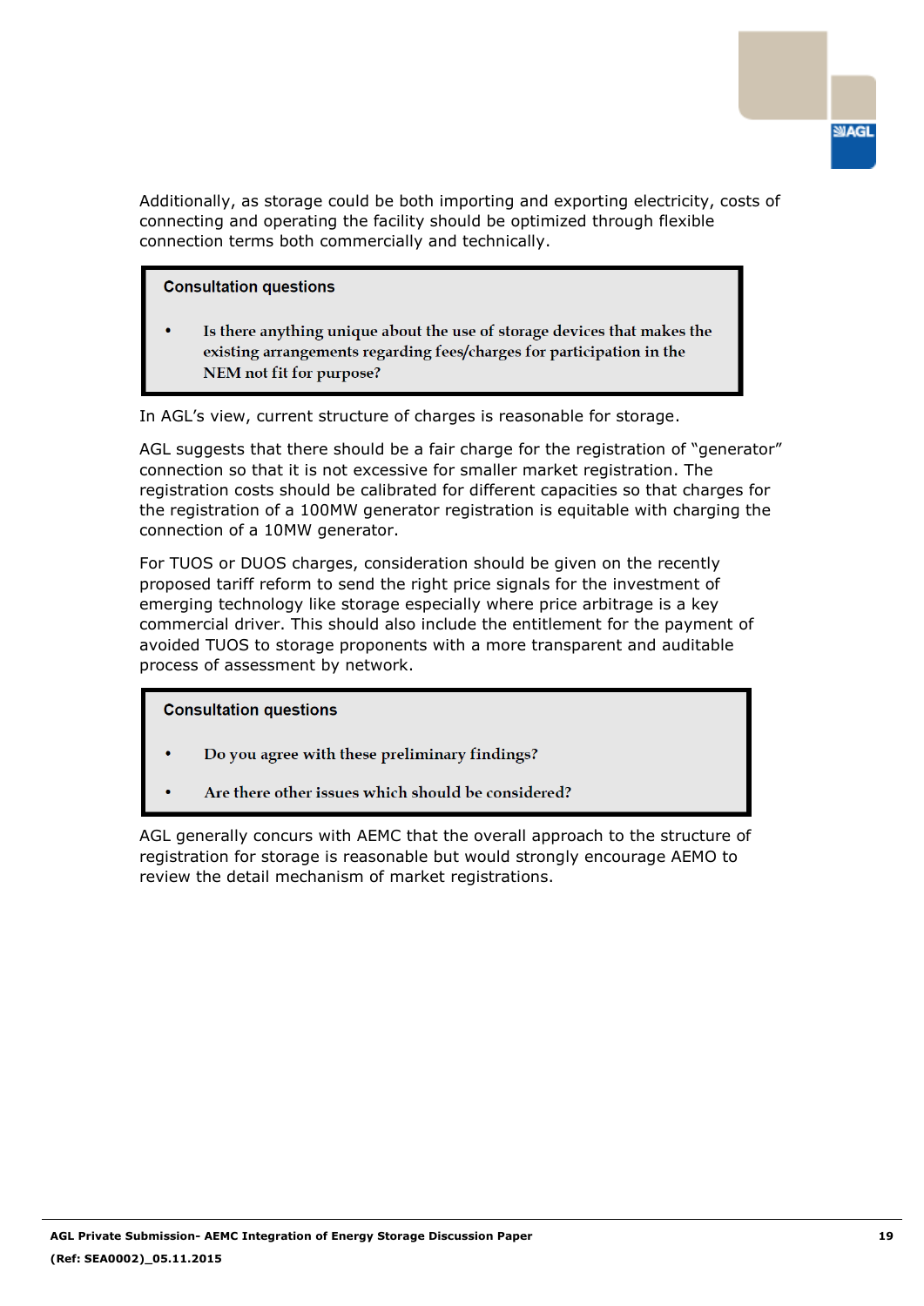Additionally, as storage could be both importing and exporting electricity, costs of connecting and operating the facility should be optimized through flexible connection terms both commercially and technically.

> **Consultation questions**
>
> - Is there anything unique about the use of storage devices that makes the existing arrangements regarding fees/charges for participation in the NEM not fit for purpose?

In AGL's view, current structure of charges is reasonable for storage.

AGL suggests that there should be a fair charge for the registration of "generator" connection so that it is not excessive for smaller market registration. The registration costs should be calibrated for different capacities so that charges for the registration of a 100MW generator registration is equitable with charging the connection of a 10MW generator.

For TUOS or DUOS charges, consideration should be given on the recently proposed tariff reform to send the right price signals for the investment of emerging technology like storage especially where price arbitrage is a key commercial driver. This should also include the entitlement for the payment of avoided TUOS to storage proponents with a more transparent and auditable process of assessment by network.

> **Consultation questions**
>
> - Do you agree with these preliminary findings?
> - Are there other issues which should be considered?

AGL generally concurs with AEMC that the overall approach to the structure of registration for storage is reasonable but would strongly encourage AEMO to review the detail mechanism of market registrations.